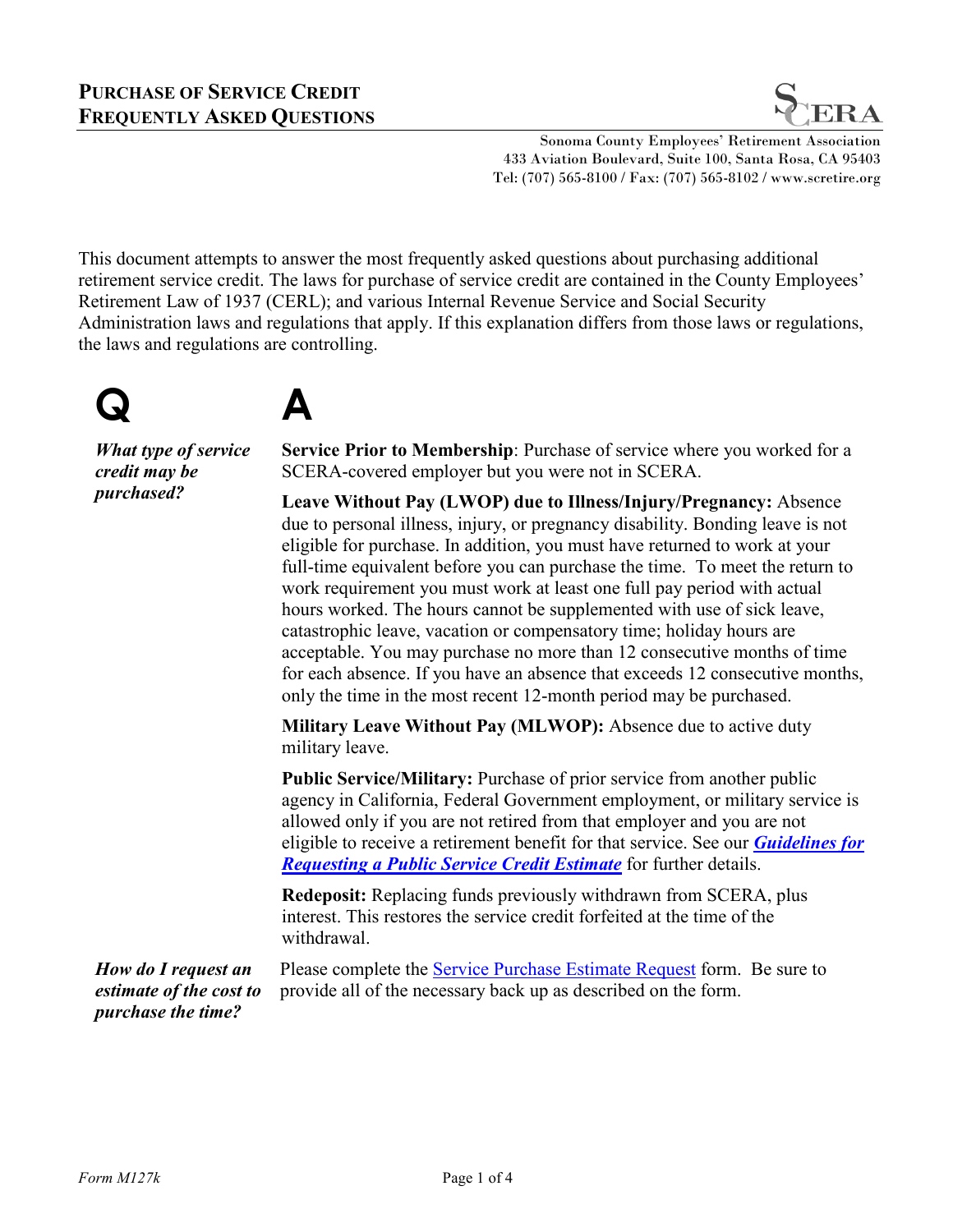# Purchase of Service Credit Frequently Asked Questions

Sonoma County Employees' Retirement Association
433 Aviation Boulevard, Suite 100, Santa Rosa, CA 95403
Tel: (707) 565-8100 / Fax: (707) 565-8102 / www.scretire.org

This document attempts to answer the most frequently asked questions about purchasing additional retirement service credit. The laws for purchase of service credit are contained in the County Employees' Retirement Law of 1937 (CERL); and various Internal Revenue Service and Social Security Administration laws and regulations that apply. If this explanation differs from those laws or regulations, the laws and regulations are controlling.

| Q | A |
|---|---|
| *What type of service credit may be purchased?* | **Service Prior to Membership**: Purchase of service where you worked for a SCERA-covered employer but you were not in SCERA.<br><br>**Leave Without Pay (LWOP) due to Illness/Injury/Pregnancy:** Absence due to personal illness, injury, or pregnancy disability. Bonding leave is not eligible for purchase. In addition, you must have returned to work at your full-time equivalent before you can purchase the time. To meet the return to work requirement you must work at least one full pay period with actual hours worked. The hours cannot be supplemented with use of sick leave, catastrophic leave, vacation or compensatory time; holiday hours are acceptable. You may purchase no more than 12 consecutive months of time for each absence. If you have an absence that exceeds 12 consecutive months, only the time in the most recent 12-month period may be purchased.<br><br>**Military Leave Without Pay (MLWOP):** Absence due to active duty military leave.<br><br>**Public Service/Military:** Purchase of prior service from another public agency in California, Federal Government employment, or military service is allowed only if you are not retired from that employer and you are not eligible to receive a retirement benefit for that service. See our ***Guidelines for Requesting a Public Service Credit Estimate*** for further details.<br><br>**Redeposit:** Replacing funds previously withdrawn from SCERA, plus interest. This restores the service credit forfeited at the time of the withdrawal. |
| *How do I request an estimate of the cost to purchase the time?* | Please complete the Service Purchase Estimate Request form. Be sure to provide all of the necessary back up as described on the form. |

Form M127k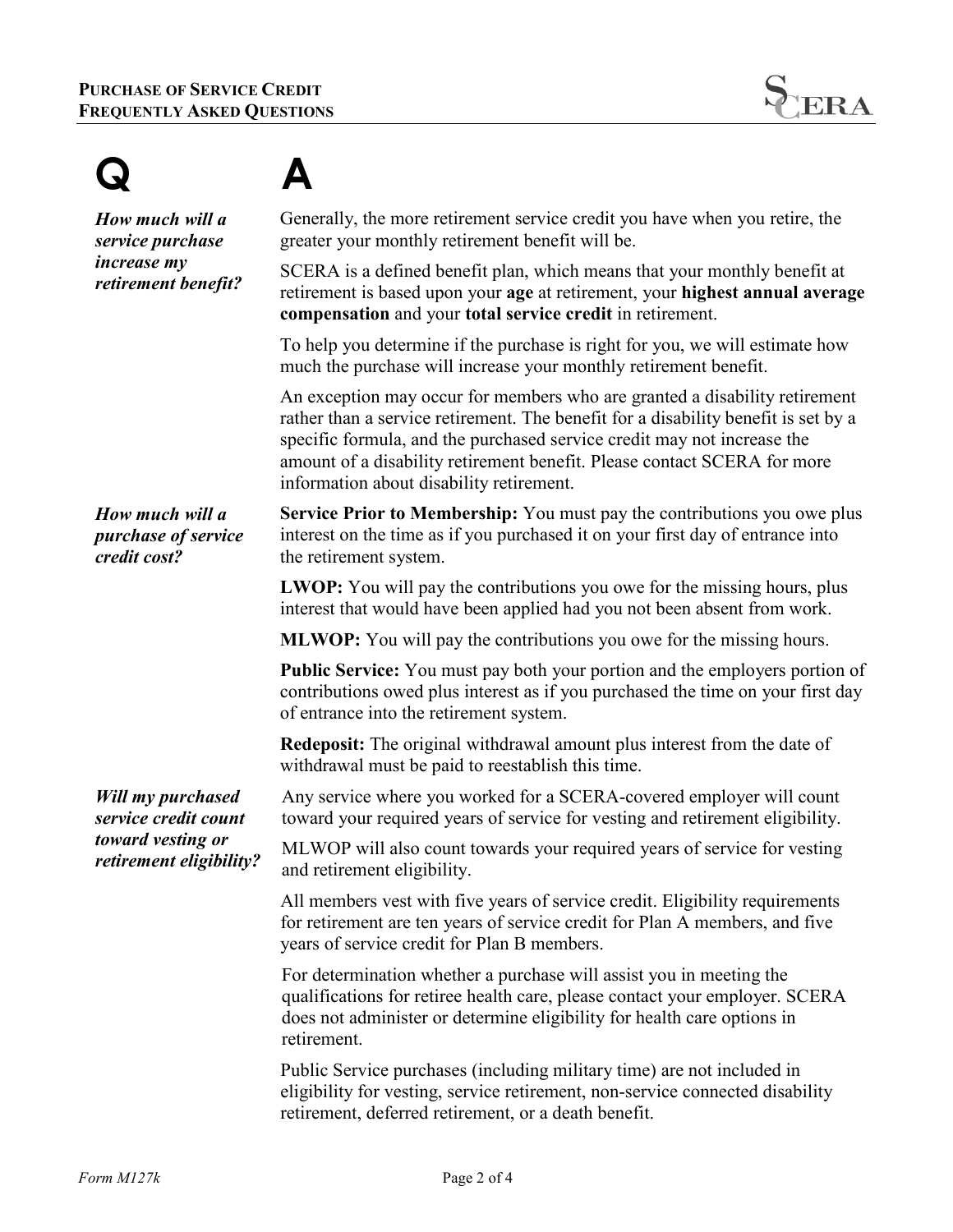| Q | A |
|---|---|
| ***How much will a service purchase increase my retirement benefit?*** | Generally, the more retirement service credit you have when you retire, the greater your monthly retirement benefit will be.<br><br>SCERA is a defined benefit plan, which means that your monthly benefit at retirement is based upon your **age** at retirement, your **highest annual average compensation** and your **total service credit** in retirement.<br><br>To help you determine if the purchase is right for you, we will estimate how much the purchase will increase your monthly retirement benefit.<br><br>An exception may occur for members who are granted a disability retirement rather than a service retirement. The benefit for a disability benefit is set by a specific formula, and the purchased service credit may not increase the amount of a disability retirement benefit. Please contact SCERA for more information about disability retirement. |
| ***How much will a purchase of service credit cost?*** | **Service Prior to Membership:** You must pay the contributions you owe plus interest on the time as if you purchased it on your first day of entrance into the retirement system.<br><br>**LWOP:** You will pay the contributions you owe for the missing hours, plus interest that would have been applied had you not been absent from work.<br><br>**MLWOP:** You will pay the contributions you owe for the missing hours.<br><br>**Public Service:** You must pay both your portion and the employers portion of contributions owed plus interest as if you purchased the time on your first day of entrance into the retirement system.<br><br>**Redeposit:** The original withdrawal amount plus interest from the date of withdrawal must be paid to reestablish this time. |
| ***Will my purchased service credit count toward vesting or retirement eligibility?*** | Any service where you worked for a SCERA-covered employer will count toward your required years of service for vesting and retirement eligibility.<br><br>MLWOP will also count towards your required years of service for vesting and retirement eligibility.<br><br>All members vest with five years of service credit. Eligibility requirements for retirement are ten years of service credit for Plan A members, and five years of service credit for Plan B members.<br><br>For determination whether a purchase will assist you in meeting the qualifications for retiree health care, please contact your employer. SCERA does not administer or determine eligibility for health care options in retirement.<br><br>Public Service purchases (including military time) are not included in eligibility for vesting, service retirement, non-service connected disability retirement, deferred retirement, or a death benefit. |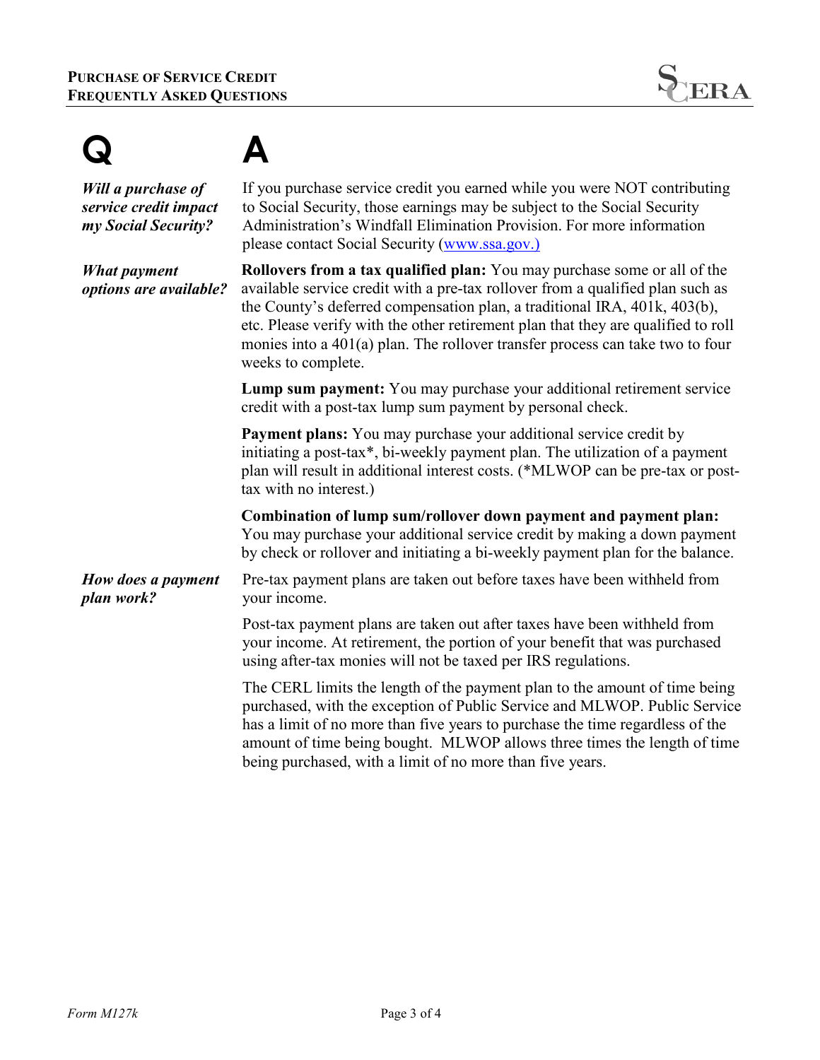| Q | A |
|---|---|
| ***Will a purchase of service credit impact my Social Security?*** | If you purchase service credit you earned while you were NOT contributing to Social Security, those earnings may be subject to the Social Security Administration's Windfall Elimination Provision. For more information please contact Social Security (www.ssa.gov.) |
| ***What payment options are available?*** | **Rollovers from a tax qualified plan:** You may purchase some or all of the available service credit with a pre-tax rollover from a qualified plan such as the County's deferred compensation plan, a traditional IRA, 401k, 403(b), etc. Please verify with the other retirement plan that they are qualified to roll monies into a 401(a) plan. The rollover transfer process can take two to four weeks to complete. |
| | **Lump sum payment:** You may purchase your additional retirement service credit with a post-tax lump sum payment by personal check. |
| | **Payment plans:** You may purchase your additional service credit by initiating a post-tax*, bi-weekly payment plan. The utilization of a payment plan will result in additional interest costs. (*MLWOP can be pre-tax or post-tax with no interest.) |
| | **Combination of lump sum/rollover down payment and payment plan:** You may purchase your additional service credit by making a down payment by check or rollover and initiating a bi-weekly payment plan for the balance. |
| ***How does a payment plan work?*** | Pre-tax payment plans are taken out before taxes have been withheld from your income. |
| | Post-tax payment plans are taken out after taxes have been withheld from your income. At retirement, the portion of your benefit that was purchased using after-tax monies will not be taxed per IRS regulations. |
| | The CERL limits the length of the payment plan to the amount of time being purchased, with the exception of Public Service and MLWOP. Public Service has a limit of no more than five years to purchase the time regardless of the amount of time being bought. MLWOP allows three times the length of time being purchased, with a limit of no more than five years. |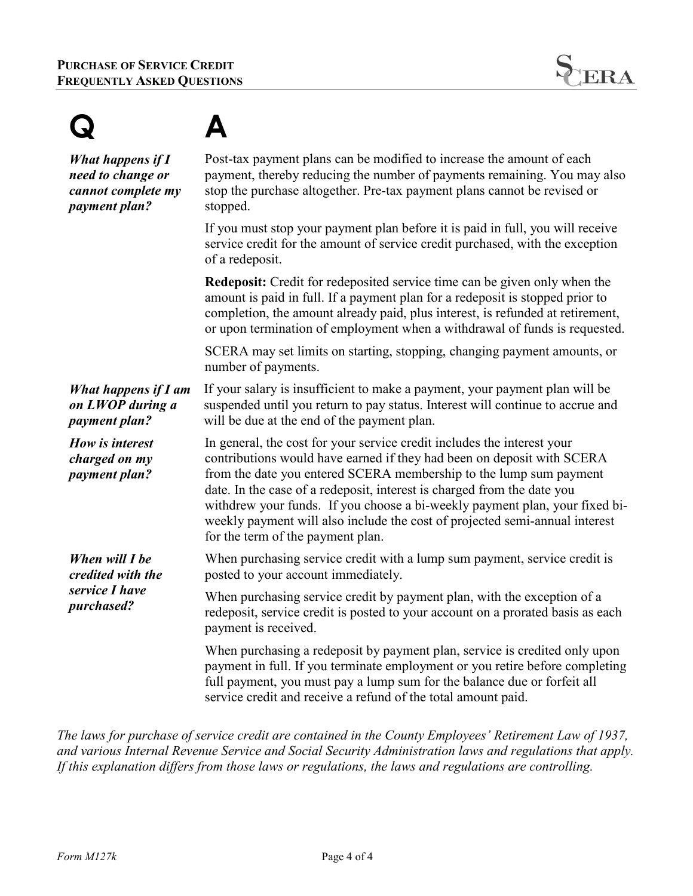| Q | A |
| --- | --- |
| ***What happens if I need to change or cannot complete my payment plan?*** | Post-tax payment plans can be modified to increase the amount of each payment, thereby reducing the number of payments remaining. You may also stop the purchase altogether. Pre-tax payment plans cannot be revised or stopped. |
| | If you must stop your payment plan before it is paid in full, you will receive service credit for the amount of service credit purchased, with the exception of a redeposit. |
| | **Redeposit:** Credit for redeposited service time can be given only when the amount is paid in full. If a payment plan for a redeposit is stopped prior to completion, the amount already paid, plus interest, is refunded at retirement, or upon termination of employment when a withdrawal of funds is requested. |
| | SCERA may set limits on starting, stopping, changing payment amounts, or number of payments. |
| ***What happens if I am on LWOP during a payment plan?*** | If your salary is insufficient to make a payment, your payment plan will be suspended until you return to pay status. Interest will continue to accrue and will be due at the end of the payment plan. |
| ***How is interest charged on my payment plan?*** | In general, the cost for your service credit includes the interest your contributions would have earned if they had been on deposit with SCERA from the date you entered SCERA membership to the lump sum payment date. In the case of a redeposit, interest is charged from the date you withdrew your funds. If you choose a bi-weekly payment plan, your fixed bi-weekly payment will also include the cost of projected semi-annual interest for the term of the payment plan. |
| ***When will I be credited with the service I have purchased?*** | When purchasing service credit with a lump sum payment, service credit is posted to your account immediately. |
| | When purchasing service credit by payment plan, with the exception of a redeposit, service credit is posted to your account on a prorated basis as each payment is received. |
| | When purchasing a redeposit by payment plan, service is credited only upon payment in full. If you terminate employment or you retire before completing full payment, you must pay a lump sum for the balance due or forfeit all service credit and receive a refund of the total amount paid. |

*The laws for purchase of service credit are contained in the County Employees' Retirement Law of 1937, and various Internal Revenue Service and Social Security Administration laws and regulations that apply. If this explanation differs from those laws or regulations, the laws and regulations are controlling.*